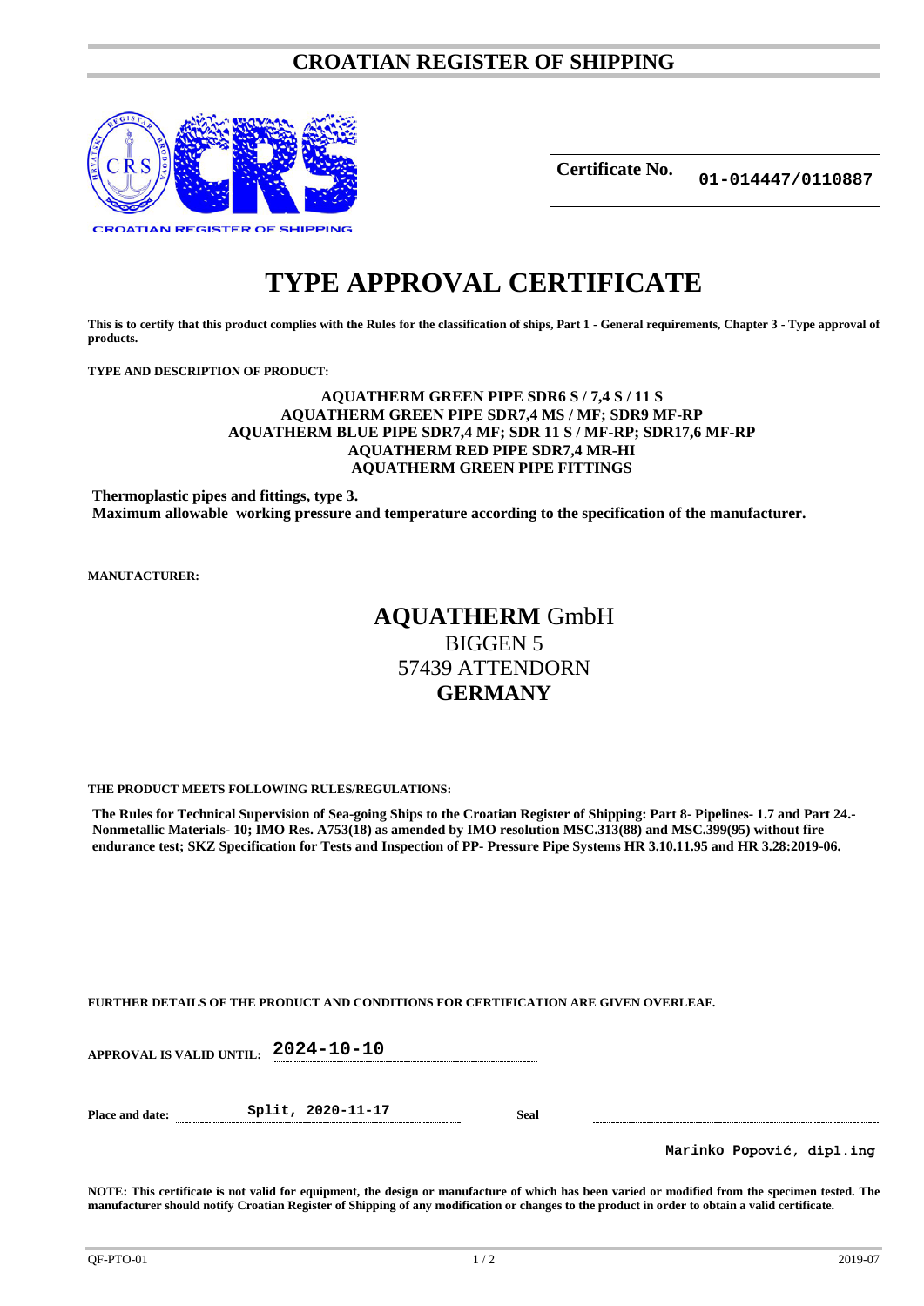# CROATIAN REGISTER OF SHIPPING

CROATIAN REGISTER OF SHIPPING

| Certificate No. | 01-014447/0110887 |
|---|---|

# TYPE APPROVAL CERTIFICATE

**This is to certify that this product complies with the Rules for the classification of ships, Part 1 - General requirements, Chapter 3 - Type approval of products.**

**TYPE AND DESCRIPTION OF PRODUCT:**

**AQUATHERM GREEN PIPE SDR6 S / 7,4 S / 11 S**
**AQUATHERM GREEN PIPE SDR7,4 MS / MF; SDR9 MF-RP**
**AQUATHERM BLUE PIPE SDR7,4 MF; SDR 11 S / MF-RP; SDR17,6 MF-RP**
**AQUATHERM RED PIPE SDR7,4 MR-HI**
**AQUATHERM GREEN PIPE FITTINGS**

**Thermoplastic pipes and fittings, type 3.**
**Maximum allowable working pressure and temperature according to the specification of the manufacturer.**

**MANUFACTURER:**

**AQUATHERM** GmbH
BIGGEN 5
57439 ATTENDORN
**GERMANY**

**THE PRODUCT MEETS FOLLOWING RULES/REGULATIONS:**

**The Rules for Technical Supervision of Sea-going Ships to the Croatian Register of Shipping: Part 8- Pipelines- 1.7 and Part 24.- Nonmetallic Materials- 10; IMO Res. A753(18) as amended by IMO resolution MSC.313(88) and MSC.399(95) without fire endurance test; SKZ Specification for Tests and Inspection of PP- Pressure Pipe Systems HR 3.10.11.95 and HR 3.28:2019-06.**

**FURTHER DETAILS OF THE PRODUCT AND CONDITIONS FOR CERTIFICATION ARE GIVEN OVERLEAF.**

**APPROVAL IS VALID UNTIL:** 2024-10-10

**Place and date:** Split, 2020-11-17 **Seal**

Marinko Popović, dipl.ing

**NOTE: This certificate is not valid for equipment, the design or manufacture of which has been varied or modified from the specimen tested. The manufacturer should notify Croatian Register of Shipping of any modification or changes to the product in order to obtain a valid certificate.**

QF-PTO-01 2019-07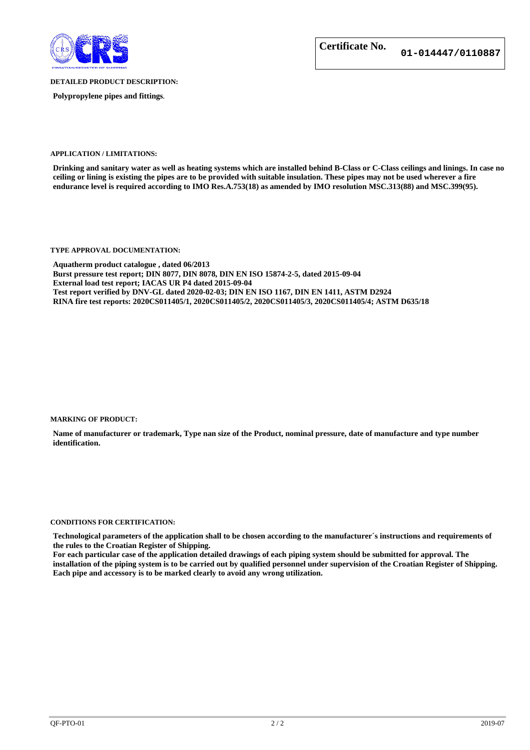**Certificate No.** **01-014447/0110887**

**DETAILED PRODUCT DESCRIPTION:**

**Polypropylene pipes and fittings.**

**APPLICATION / LIMITATIONS:**

**Drinking and sanitary water as well as heating systems which are installed behind B-Class or C-Class ceilings and linings. In case no ceiling or lining is existing the pipes are to be provided with suitable insulation. These pipes may not be used wherever a fire endurance level is required according to IMO Res.A.753(18) as amended by IMO resolution MSC.313(88) and MSC.399(95).**

**TYPE APPROVAL DOCUMENTATION:**

**Aquatherm product catalogue , dated 06/2013**
**Burst pressure test report; DIN 8077, DIN 8078, DIN EN ISO 15874-2-5, dated 2015-09-04**
**External load test report; IACAS UR P4 dated 2015-09-04**
**Test report verified by DNV-GL dated 2020-02-03; DIN EN ISO 1167, DIN EN 1411, ASTM D2924**
**RINA fire test reports: 2020CS011405/1, 2020CS011405/2, 2020CS011405/3, 2020CS011405/4; ASTM D635/18**

**MARKING OF PRODUCT:**

**Name of manufacturer or trademark, Type nan size of the Product, nominal pressure, date of manufacture and type number identification.**

**CONDITIONS FOR CERTIFICATION:**

**Technological parameters of the application shall to be chosen according to the manufacturer´s instructions and requirements of the rules to the Croatian Register of Shipping.**
**For each particular case of the application detailed drawings of each piping system should be submitted for approval. The installation of the piping system is to be carried out by qualified personnel under supervision of the Croatian Register of Shipping. Each pipe and accessory is to be marked clearly to avoid any wrong utilization.**